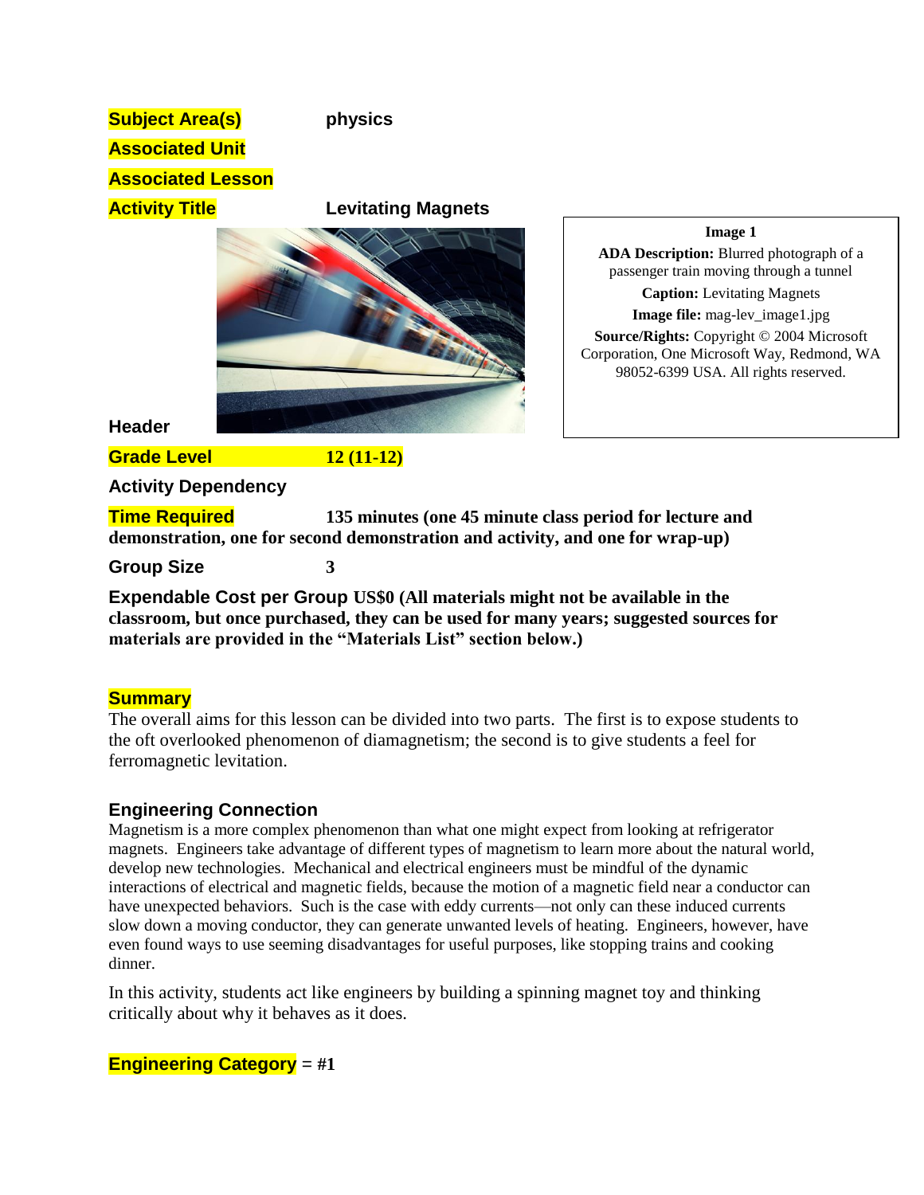**Subject Area(s)** physics

**Associated Unit**

**Associated Lesson**

**Activity Title** Levitating Magnets

**Image 1**

**ADA Description:** Blurred photograph of a passenger train moving through a tunnel

**Caption:** Levitating Magnets

**Image file:** mag-lev_image1.jpg

**Source/Rights:** Copyright © 2004 Microsoft Corporation, One Microsoft Way, Redmond, WA 98052-6399 USA. All rights reserved.

**Header**

**Grade Level** **12 (11-12)**

**Activity Dependency**

**Time Required** **135 minutes (one 45 minute class period for lecture and demonstration, one for second demonstration and activity, and one for wrap-up)**

**Group Size** **3**

**Expendable Cost per Group** **US$0 (All materials might not be available in the classroom, but once purchased, they can be used for many years; suggested sources for materials are provided in the "Materials List" section below.)**

## Summary

The overall aims for this lesson can be divided into two parts. The first is to expose students to the oft overlooked phenomenon of diamagnetism; the second is to give students a feel for ferromagnetic levitation.

## Engineering Connection

Magnetism is a more complex phenomenon than what one might expect from looking at refrigerator magnets. Engineers take advantage of different types of magnetism to learn more about the natural world, develop new technologies. Mechanical and electrical engineers must be mindful of the dynamic interactions of electrical and magnetic fields, because the motion of a magnetic field near a conductor can have unexpected behaviors. Such is the case with eddy currents—not only can these induced currents slow down a moving conductor, they can generate unwanted levels of heating. Engineers, however, have even found ways to use seeming disadvantages for useful purposes, like stopping trains and cooking dinner.

In this activity, students act like engineers by building a spinning magnet toy and thinking critically about why it behaves as it does.

**Engineering Category** = **#1**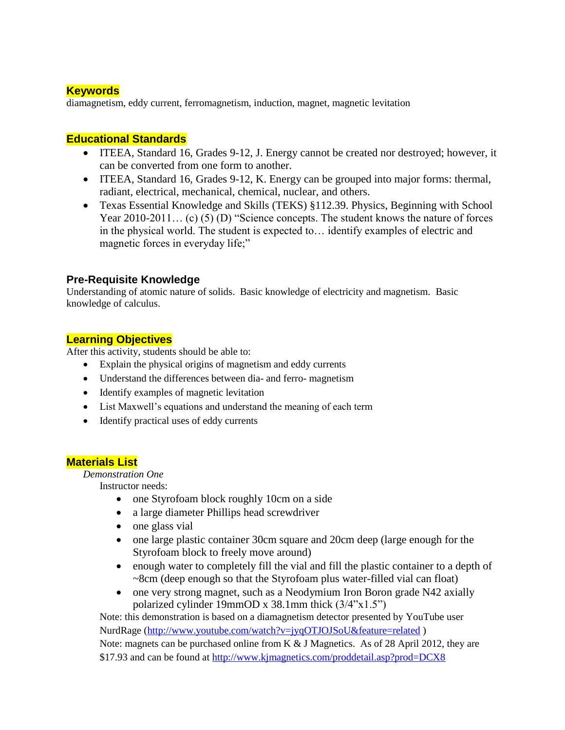## Keywords

diamagnetism, eddy current, ferromagnetism, induction, magnet, magnetic levitation

## Educational Standards

- ITEEA, Standard 16, Grades 9-12, J. Energy cannot be created nor destroyed; however, it can be converted from one form to another.
- ITEEA, Standard 16, Grades 9-12, K. Energy can be grouped into major forms: thermal, radiant, electrical, mechanical, chemical, nuclear, and others.
- Texas Essential Knowledge and Skills (TEKS) §112.39. Physics, Beginning with School Year 2010-2011… (c) (5) (D) "Science concepts. The student knows the nature of forces in the physical world. The student is expected to… identify examples of electric and magnetic forces in everyday life;"

## Pre-Requisite Knowledge

Understanding of atomic nature of solids. Basic knowledge of electricity and magnetism. Basic knowledge of calculus.

## Learning Objectives

After this activity, students should be able to:

- Explain the physical origins of magnetism and eddy currents
- Understand the differences between dia- and ferro- magnetism
- Identify examples of magnetic levitation
- List Maxwell's equations and understand the meaning of each term
- Identify practical uses of eddy currents

## Materials List

*Demonstration One*

Instructor needs:

- one Styrofoam block roughly 10cm on a side
- a large diameter Phillips head screwdriver
- one glass vial
- one large plastic container 30cm square and 20cm deep (large enough for the Styrofoam block to freely move around)
- enough water to completely fill the vial and fill the plastic container to a depth of ~8cm (deep enough so that the Styrofoam plus water-filled vial can float)
- one very strong magnet, such as a Neodymium Iron Boron grade N42 axially polarized cylinder 19mmOD x 38.1mm thick (3/4"x1.5")

Note: this demonstration is based on a diamagnetism detector presented by YouTube user NurdRage (http://www.youtube.com/watch?v=jyqOTJOJSoU&feature=related )

Note: magnets can be purchased online from K & J Magnetics. As of 28 April 2012, they are $17.93 and can be found at http://www.kjmagnetics.com/proddetail.asp?prod=DCX8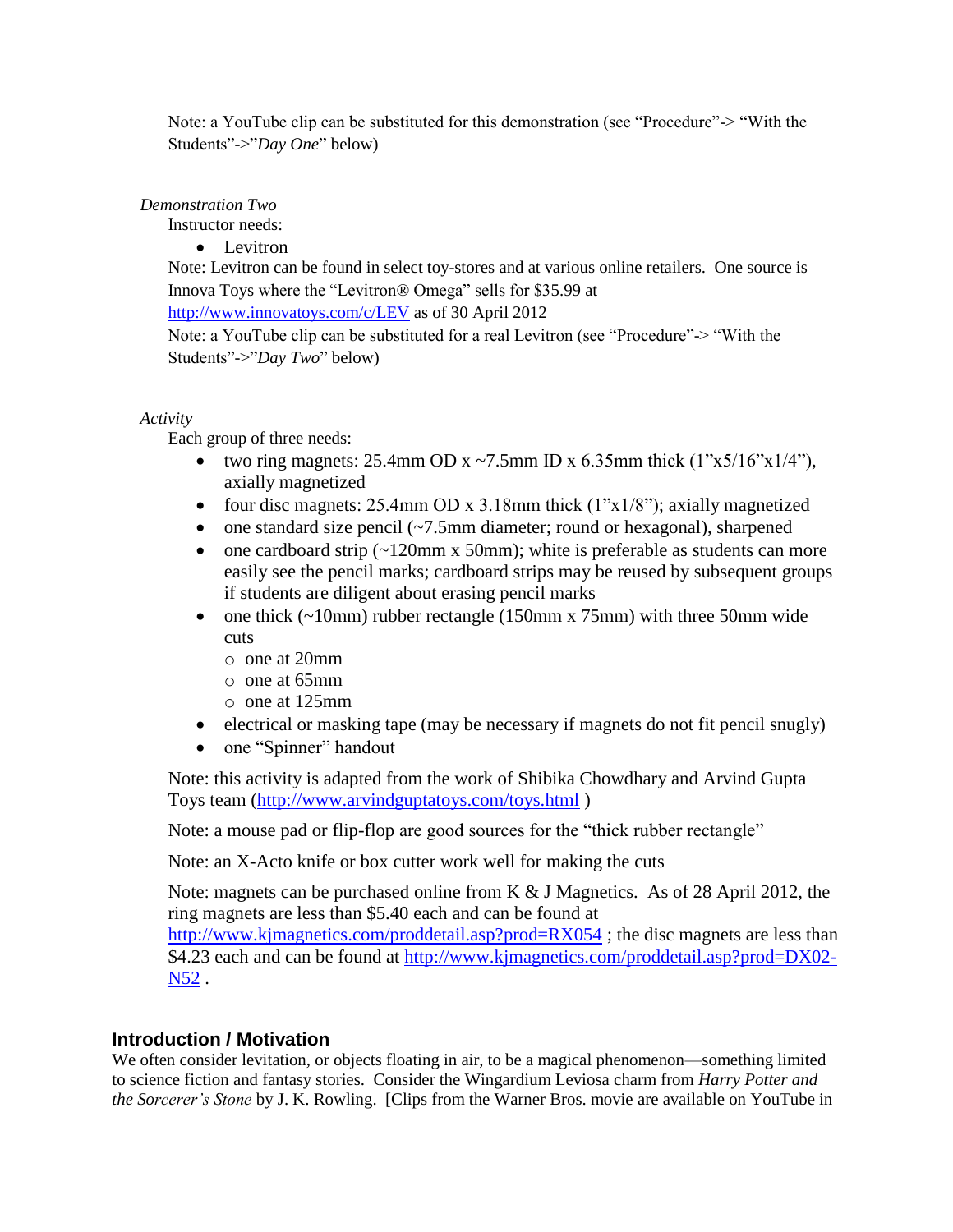Note: a YouTube clip can be substituted for this demonstration (see "Procedure"-> "With the Students"->"*Day One*" below)

*Demonstration Two*

Instructor needs:

- Levitron

Note: Levitron can be found in select toy-stores and at various online retailers. One source is Innova Toys where the "Levitron® Omega" sells for $35.99 at http://www.innovatoys.com/c/LEV as of 30 April 2012

Note: a YouTube clip can be substituted for a real Levitron (see "Procedure"-> "With the Students"->"*Day Two*" below)

*Activity*

Each group of three needs:

- two ring magnets: 25.4mm OD x ~7.5mm ID x 6.35mm thick (1"x5/16"x1/4"), axially magnetized
- four disc magnets: 25.4mm OD x 3.18mm thick (1"x1/8"); axially magnetized
- one standard size pencil (~7.5mm diameter; round or hexagonal), sharpened
- one cardboard strip (~120mm x 50mm); white is preferable as students can more easily see the pencil marks; cardboard strips may be reused by subsequent groups if students are diligent about erasing pencil marks
- one thick (~10mm) rubber rectangle (150mm x 75mm) with three 50mm wide cuts
  - one at 20mm
  - one at 65mm
  - one at 125mm
- electrical or masking tape (may be necessary if magnets do not fit pencil snugly)
- one "Spinner" handout

Note: this activity is adapted from the work of Shibika Chowdhary and Arvind Gupta Toys team (http://www.arvindguptatoys.com/toys.html )

Note: a mouse pad or flip-flop are good sources for the "thick rubber rectangle"

Note: an X-Acto knife or box cutter work well for making the cuts

Note: magnets can be purchased online from K & J Magnetics. As of 28 April 2012, the ring magnets are less than $5.40 each and can be found at http://www.kjmagnetics.com/proddetail.asp?prod=RX054 ; the disc magnets are less than $4.23 each and can be found at http://www.kjmagnetics.com/proddetail.asp?prod=DX02-N52 .

## Introduction / Motivation

We often consider levitation, or objects floating in air, to be a magical phenomenon—something limited to science fiction and fantasy stories. Consider the Wingardium Leviosa charm from *Harry Potter and the Sorcerer's Stone* by J. K. Rowling. [Clips from the Warner Bros. movie are available on YouTube in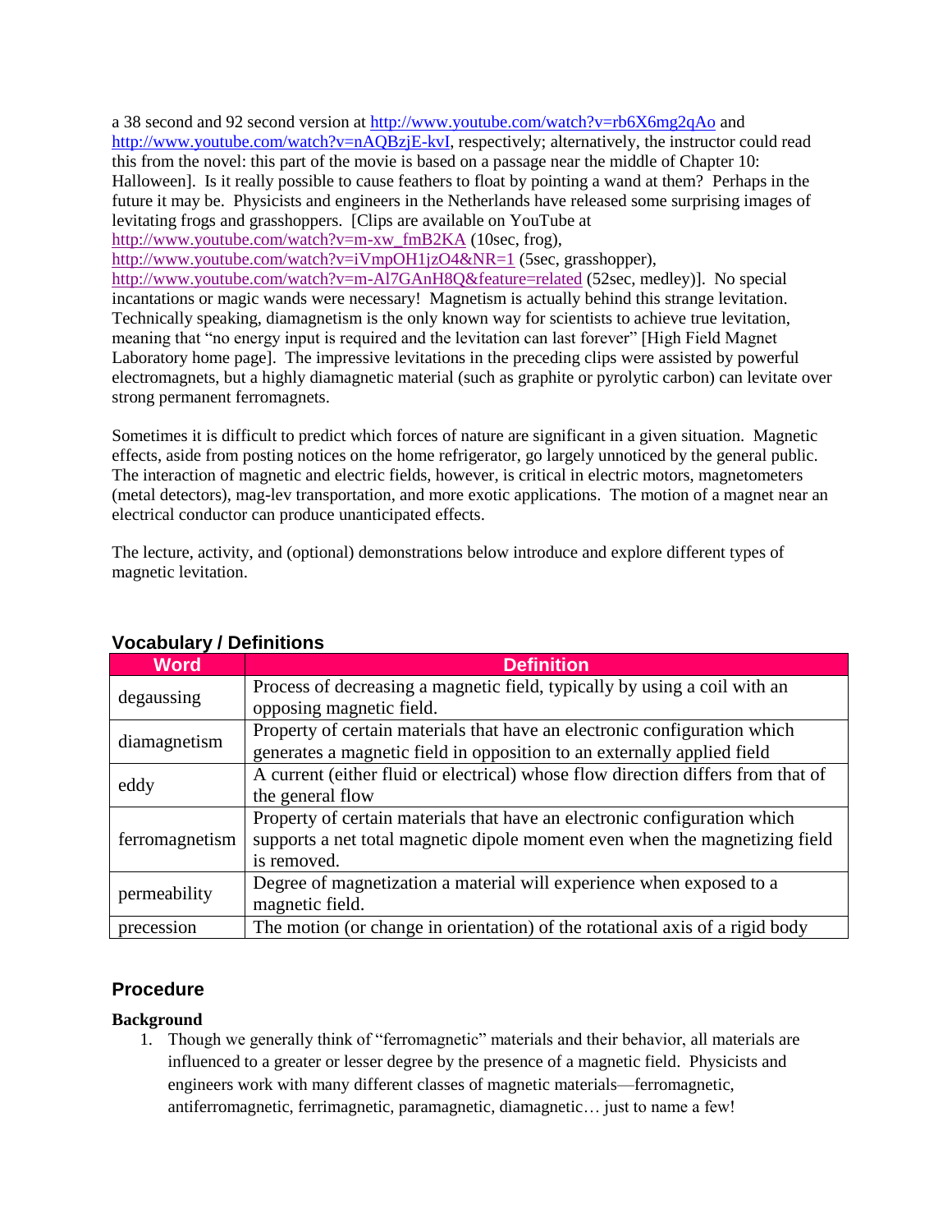a 38 second and 92 second version at http://www.youtube.com/watch?v=rb6X6mg2qAo and http://www.youtube.com/watch?v=nAQBzjE-kvI, respectively; alternatively, the instructor could read this from the novel: this part of the movie is based on a passage near the middle of Chapter 10: Halloween]. Is it really possible to cause feathers to float by pointing a wand at them? Perhaps in the future it may be. Physicists and engineers in the Netherlands have released some surprising images of levitating frogs and grasshoppers. [Clips are available on YouTube at http://www.youtube.com/watch?v=m-xw_fmB2KA (10sec, frog), http://www.youtube.com/watch?v=iVmpOH1jzO4&NR=1 (5sec, grasshopper), http://www.youtube.com/watch?v=m-Al7GAnH8Q&feature=related (52sec, medley)]. No special incantations or magic wands were necessary! Magnetism is actually behind this strange levitation. Technically speaking, diamagnetism is the only known way for scientists to achieve true levitation, meaning that "no energy input is required and the levitation can last forever" [High Field Magnet Laboratory home page]. The impressive levitations in the preceding clips were assisted by powerful electromagnets, but a highly diamagnetic material (such as graphite or pyrolytic carbon) can levitate over strong permanent ferromagnets.

Sometimes it is difficult to predict which forces of nature are significant in a given situation. Magnetic effects, aside from posting notices on the home refrigerator, go largely unnoticed by the general public. The interaction of magnetic and electric fields, however, is critical in electric motors, magnetometers (metal detectors), mag-lev transportation, and more exotic applications. The motion of a magnet near an electrical conductor can produce unanticipated effects.

The lecture, activity, and (optional) demonstrations below introduce and explore different types of magnetic levitation.

### Vocabulary / Definitions

| Word | Definition |
|---|---|
| degaussing | Process of decreasing a magnetic field, typically by using a coil with an opposing magnetic field. |
| diamagnetism | Property of certain materials that have an electronic configuration which generates a magnetic field in opposition to an externally applied field |
| eddy | A current (either fluid or electrical) whose flow direction differs from that of the general flow |
| ferromagnetism | Property of certain materials that have an electronic configuration which supports a net total magnetic dipole moment even when the magnetizing field is removed. |
| permeability | Degree of magnetization a material will experience when exposed to a magnetic field. |
| precession | The motion (or change in orientation) of the rotational axis of a rigid body |

## Procedure

**Background**

1. Though we generally think of "ferromagnetic" materials and their behavior, all materials are influenced to a greater or lesser degree by the presence of a magnetic field. Physicists and engineers work with many different classes of magnetic materials—ferromagnetic, antiferromagnetic, ferrimagnetic, paramagnetic, diamagnetic… just to name a few!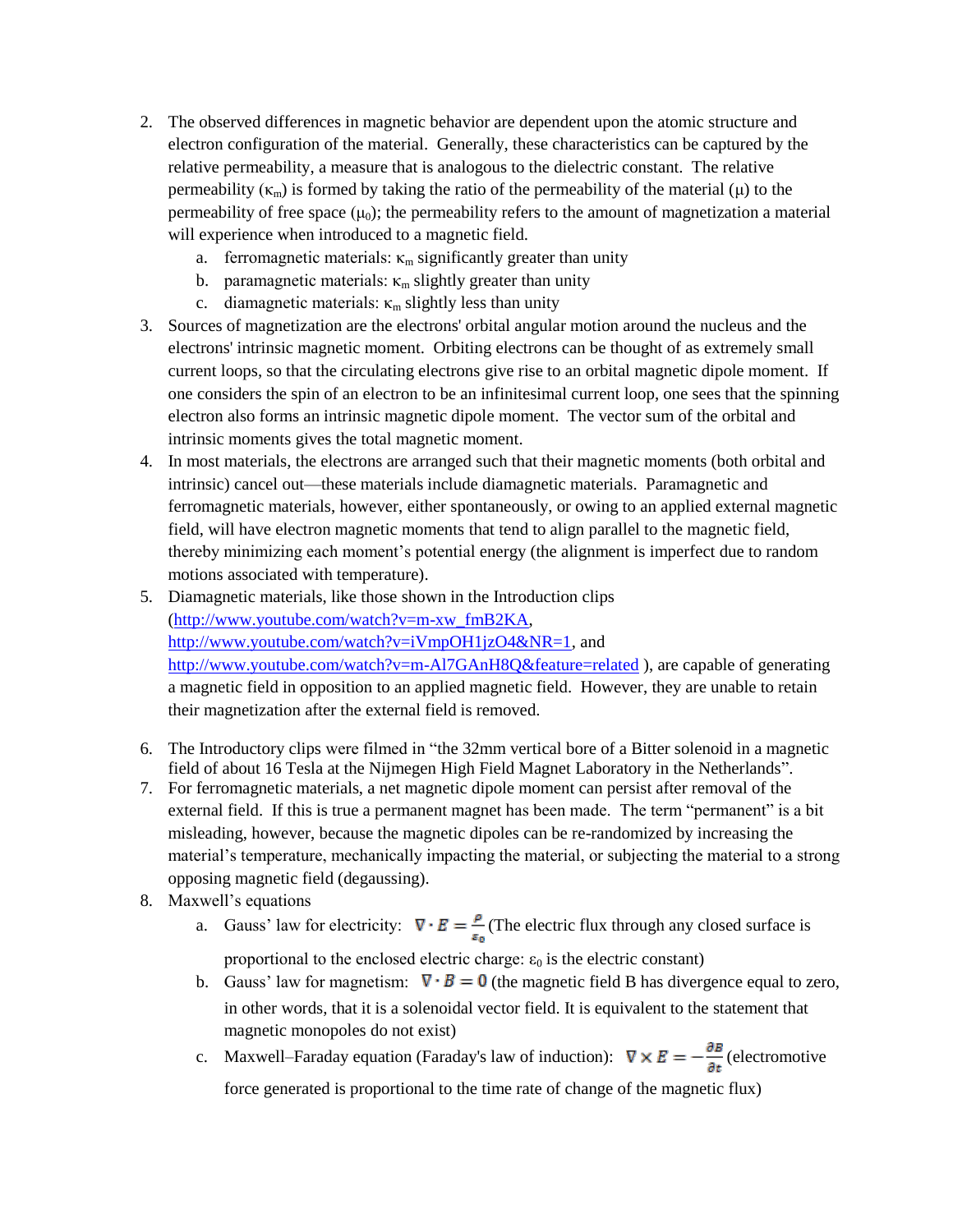2. The observed differences in magnetic behavior are dependent upon the atomic structure and electron configuration of the material. Generally, these characteristics can be captured by the relative permeability, a measure that is analogous to the dielectric constant. The relative permeability ($\kappa_m$) is formed by taking the ratio of the permeability of the material ($\mu$) to the permeability of free space ($\mu_0$); the permeability refers to the amount of magnetization a material will experience when introduced to a magnetic field.
    a. ferromagnetic materials: $\kappa_m$ significantly greater than unity
    b. paramagnetic materials: $\kappa_m$ slightly greater than unity
    c. diamagnetic materials: $\kappa_m$ slightly less than unity
3. Sources of magnetization are the electrons' orbital angular motion around the nucleus and the electrons' intrinsic magnetic moment. Orbiting electrons can be thought of as extremely small current loops, so that the circulating electrons give rise to an orbital magnetic dipole moment. If one considers the spin of an electron to be an infinitesimal current loop, one sees that the spinning electron also forms an intrinsic magnetic dipole moment. The vector sum of the orbital and intrinsic moments gives the total magnetic moment.
4. In most materials, the electrons are arranged such that their magnetic moments (both orbital and intrinsic) cancel out—these materials include diamagnetic materials. Paramagnetic and ferromagnetic materials, however, either spontaneously, or owing to an applied external magnetic field, will have electron magnetic moments that tend to align parallel to the magnetic field, thereby minimizing each moment's potential energy (the alignment is imperfect due to random motions associated with temperature).
5. Diamagnetic materials, like those shown in the Introduction clips (http://www.youtube.com/watch?v=m-xw_fmB2KA, http://www.youtube.com/watch?v=iVmpOH1jzO4&NR=1, and http://www.youtube.com/watch?v=m-Al7GAnH8Q&feature=related ), are capable of generating a magnetic field in opposition to an applied magnetic field. However, they are unable to retain their magnetization after the external field is removed.

6. The Introductory clips were filmed in "the 32mm vertical bore of a Bitter solenoid in a magnetic field of about 16 Tesla at the Nijmegen High Field Magnet Laboratory in the Netherlands".
7. For ferromagnetic materials, a net magnetic dipole moment can persist after removal of the external field. If this is true a permanent magnet has been made. The term "permanent" is a bit misleading, however, because the magnetic dipoles can be re-randomized by increasing the material's temperature, mechanically impacting the material, or subjecting the material to a strong opposing magnetic field (degaussing).
8. Maxwell's equations
    a. Gauss' law for electricity: $\nabla \cdot E = \frac{\rho}{\varepsilon_0}$ (The electric flux through any closed surface is proportional to the enclosed electric charge: $\varepsilon_0$ is the electric constant)
    b. Gauss' law for magnetism: $\nabla \cdot B = 0$ (the magnetic field B has divergence equal to zero, in other words, that it is a solenoidal vector field. It is equivalent to the statement that magnetic monopoles do not exist)
    c. Maxwell–Faraday equation (Faraday's law of induction): $\nabla \times E = -\frac{\partial B}{\partial t}$ (electromotive force generated is proportional to the time rate of change of the magnetic flux)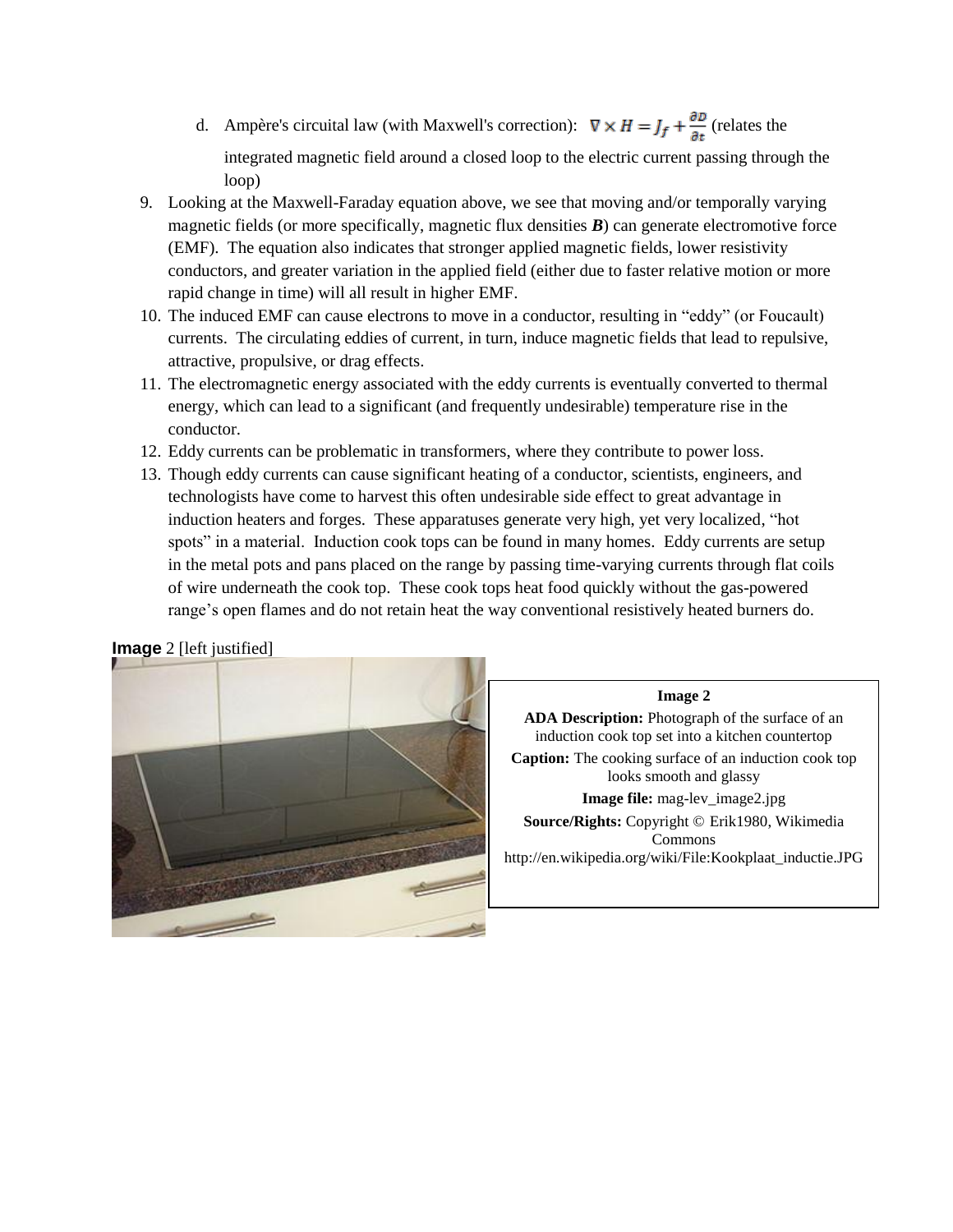d. Ampère's circuital law (with Maxwell's correction): $\nabla \times H = J_f + \frac{\partial D}{\partial t}$ (relates the integrated magnetic field around a closed loop to the electric current passing through the loop)

9. Looking at the Maxwell-Faraday equation above, we see that moving and/or temporally varying magnetic fields (or more specifically, magnetic flux densities $\boldsymbol{B}$) can generate electromotive force (EMF). The equation also indicates that stronger applied magnetic fields, lower resistivity conductors, and greater variation in the applied field (either due to faster relative motion or more rapid change in time) will all result in higher EMF.
10. The induced EMF can cause electrons to move in a conductor, resulting in "eddy" (or Foucault) currents. The circulating eddies of current, in turn, induce magnetic fields that lead to repulsive, attractive, propulsive, or drag effects.
11. The electromagnetic energy associated with the eddy currents is eventually converted to thermal energy, which can lead to a significant (and frequently undesirable) temperature rise in the conductor.
12. Eddy currents can be problematic in transformers, where they contribute to power loss.
13. Though eddy currents can cause significant heating of a conductor, scientists, engineers, and technologists have come to harvest this often undesirable side effect to great advantage in induction heaters and forges. These apparatuses generate very high, yet very localized, "hot spots" in a material. Induction cook tops can be found in many homes. Eddy currents are setup in the metal pots and pans placed on the range by passing time-varying currents through flat coils of wire underneath the cook top. These cook tops heat food quickly without the gas-powered range's open flames and do not retain heat the way conventional resistively heated burners do.

**Image** 2 [left justified]

**Image 2**

**ADA Description:** Photograph of the surface of an induction cook top set into a kitchen countertop

**Caption:** The cooking surface of an induction cook top looks smooth and glassy

**Image file:** mag-lev_image2.jpg

**Source/Rights:** Copyright © Erik1980, Wikimedia Commons http://en.wikipedia.org/wiki/File:Kookplaat_inductie.JPG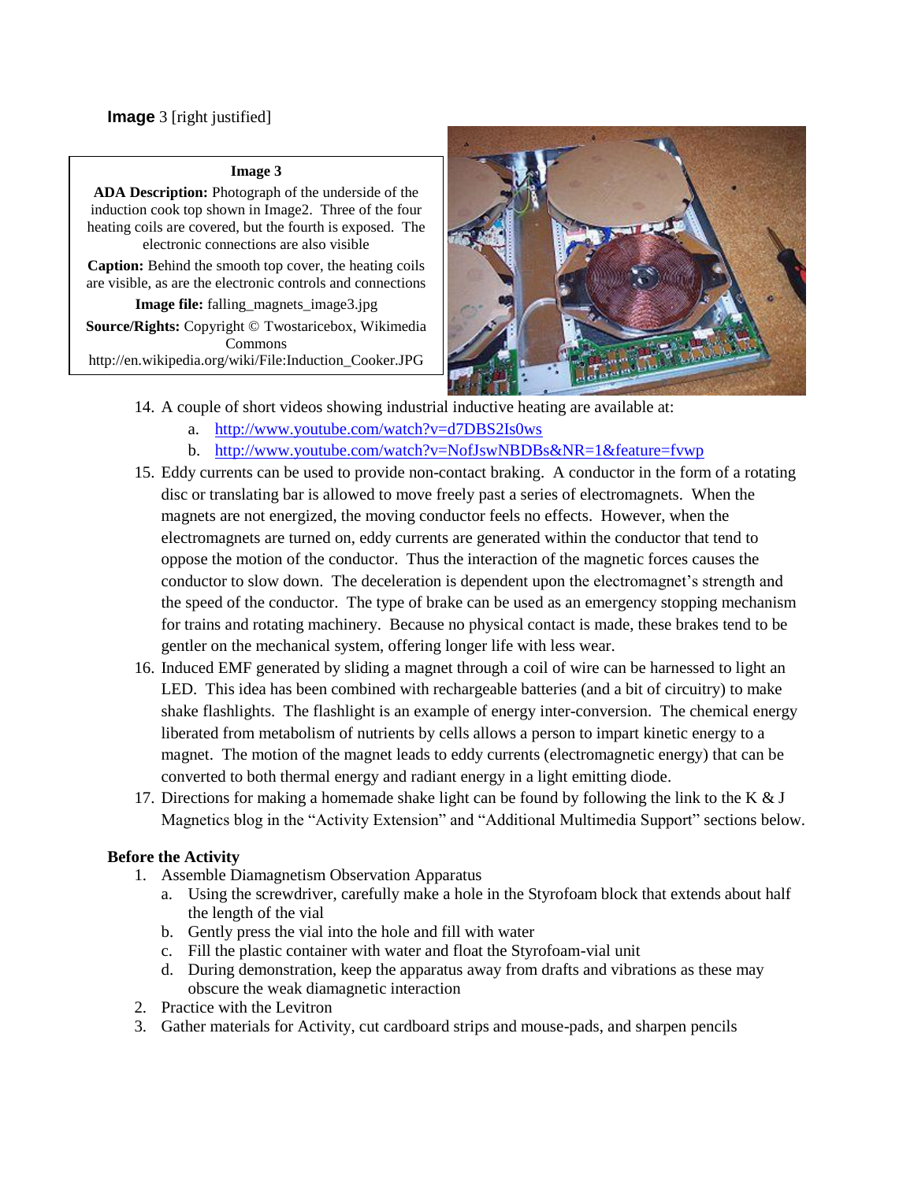**Image** 3 [right justified]

| **Image 3** |
| --- |
| **ADA Description:** Photograph of the underside of the induction cook top shown in Image2. Three of the four heating coils are covered, but the fourth is exposed. The electronic connections are also visible |
| **Caption:** Behind the smooth top cover, the heating coils are visible, as are the electronic controls and connections |
| **Image file:** falling_magnets_image3.jpg |
| **Source/Rights:** Copyright © Twostaricebox, Wikimedia Commons http://en.wikipedia.org/wiki/File:Induction_Cooker.JPG |

14. A couple of short videos showing industrial inductive heating are available at:
    a. http://www.youtube.com/watch?v=d7DBS2Is0ws
    b. http://www.youtube.com/watch?v=NofJswNBDBs&NR=1&feature=fvwp
15. Eddy currents can be used to provide non-contact braking. A conductor in the form of a rotating disc or translating bar is allowed to move freely past a series of electromagnets. When the magnets are not energized, the moving conductor feels no effects. However, when the electromagnets are turned on, eddy currents are generated within the conductor that tend to oppose the motion of the conductor. Thus the interaction of the magnetic forces causes the conductor to slow down. The deceleration is dependent upon the electromagnet's strength and the speed of the conductor. The type of brake can be used as an emergency stopping mechanism for trains and rotating machinery. Because no physical contact is made, these brakes tend to be gentler on the mechanical system, offering longer life with less wear.
16. Induced EMF generated by sliding a magnet through a coil of wire can be harnessed to light an LED. This idea has been combined with rechargeable batteries (and a bit of circuitry) to make shake flashlights. The flashlight is an example of energy inter-conversion. The chemical energy liberated from metabolism of nutrients by cells allows a person to impart kinetic energy to a magnet. The motion of the magnet leads to eddy currents (electromagnetic energy) that can be converted to both thermal energy and radiant energy in a light emitting diode.
17. Directions for making a homemade shake light can be found by following the link to the K & J Magnetics blog in the "Activity Extension" and "Additional Multimedia Support" sections below.

**Before the Activity**

1. Assemble Diamagnetism Observation Apparatus
   a. Using the screwdriver, carefully make a hole in the Styrofoam block that extends about half the length of the vial
   b. Gently press the vial into the hole and fill with water
   c. Fill the plastic container with water and float the Styrofoam-vial unit
   d. During demonstration, keep the apparatus away from drafts and vibrations as these may obscure the weak diamagnetic interaction
2. Practice with the Levitron
3. Gather materials for Activity, cut cardboard strips and mouse-pads, and sharpen pencils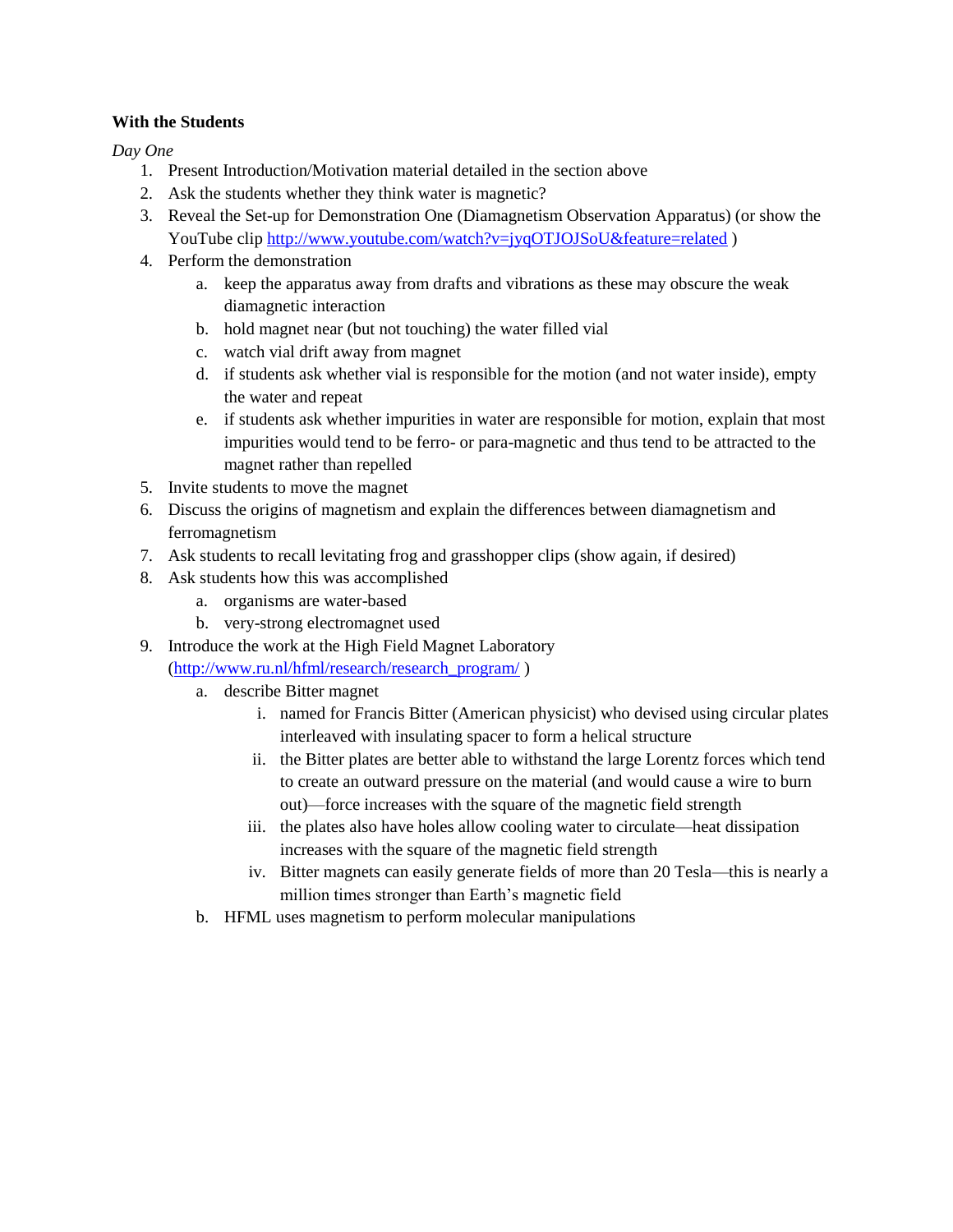**With the Students**

*Day One*

1. Present Introduction/Motivation material detailed in the section above
2. Ask the students whether they think water is magnetic?
3. Reveal the Set-up for Demonstration One (Diamagnetism Observation Apparatus) (or show the YouTube clip http://www.youtube.com/watch?v=jyqOTJOJSoU&feature=related )
4. Perform the demonstration
   a. keep the apparatus away from drafts and vibrations as these may obscure the weak diamagnetic interaction
   b. hold magnet near (but not touching) the water filled vial
   c. watch vial drift away from magnet
   d. if students ask whether vial is responsible for the motion (and not water inside), empty the water and repeat
   e. if students ask whether impurities in water are responsible for motion, explain that most impurities would tend to be ferro- or para-magnetic and thus tend to be attracted to the magnet rather than repelled
5. Invite students to move the magnet
6. Discuss the origins of magnetism and explain the differences between diamagnetism and ferromagnetism
7. Ask students to recall levitating frog and grasshopper clips (show again, if desired)
8. Ask students how this was accomplished
   a. organisms are water-based
   b. very-strong electromagnet used
9. Introduce the work at the High Field Magnet Laboratory (http://www.ru.nl/hfml/research/research_program/ )
   a. describe Bitter magnet
      i. named for Francis Bitter (American physicist) who devised using circular plates interleaved with insulating spacer to form a helical structure
      ii. the Bitter plates are better able to withstand the large Lorentz forces which tend to create an outward pressure on the material (and would cause a wire to burn out)—force increases with the square of the magnetic field strength
      iii. the plates also have holes allow cooling water to circulate—heat dissipation increases with the square of the magnetic field strength
      iv. Bitter magnets can easily generate fields of more than 20 Tesla—this is nearly a million times stronger than Earth's magnetic field
   b. HFML uses magnetism to perform molecular manipulations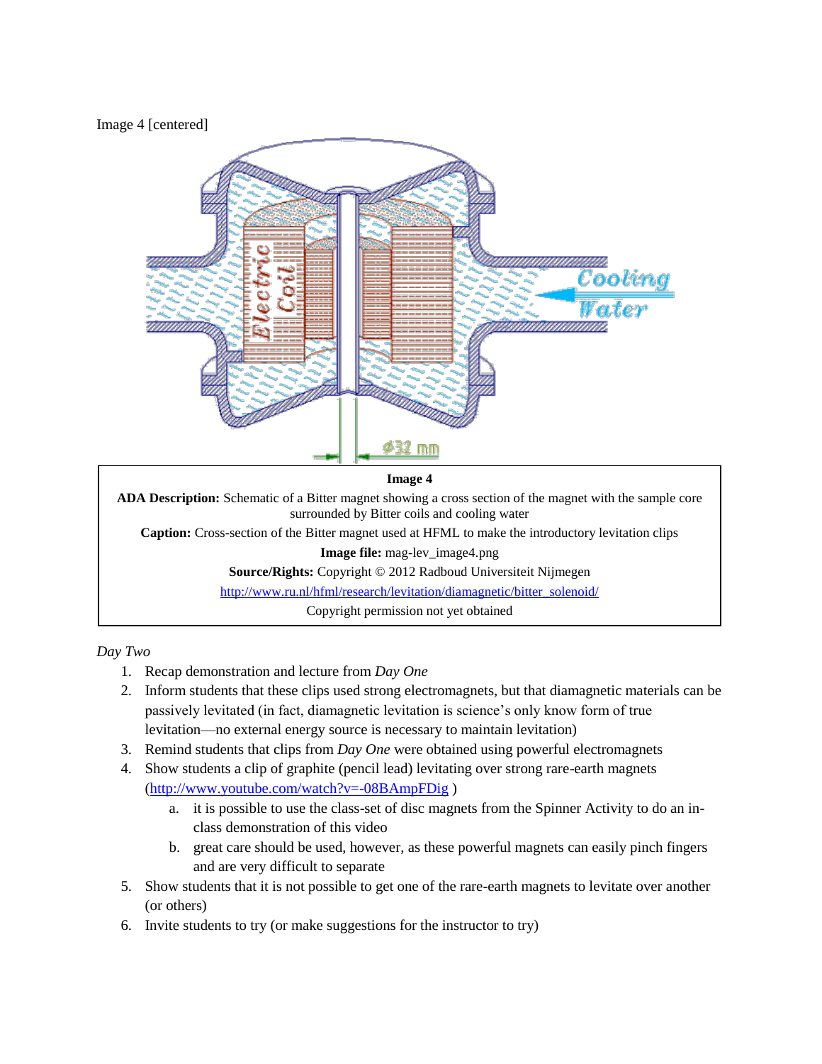Image 4 [centered]

| Image 4 |
| --- |
| **ADA Description:** Schematic of a Bitter magnet showing a cross section of the magnet with the sample core surrounded by Bitter coils and cooling water |
| **Caption:** Cross-section of the Bitter magnet used at HFML to make the introductory levitation clips |
| **Image file:** mag-lev_image4.png |
| **Source/Rights:** Copyright © 2012 Radboud Universiteit Nijmegen http://www.ru.nl/hfml/research/levitation/diamagnetic/bitter_solenoid/ |
| Copyright permission not yet obtained |

*Day Two*

1. Recap demonstration and lecture from *Day One*
2. Inform students that these clips used strong electromagnets, but that diamagnetic materials can be passively levitated (in fact, diamagnetic levitation is science's only know form of true levitation—no external energy source is necessary to maintain levitation)
3. Remind students that clips from *Day One* were obtained using powerful electromagnets
4. Show students a clip of graphite (pencil lead) levitating over strong rare-earth magnets (http://www.youtube.com/watch?v=-08BAmpFDig )
   a. it is possible to use the class-set of disc magnets from the Spinner Activity to do an in-class demonstration of this video
   b. great care should be used, however, as these powerful magnets can easily pinch fingers and are very difficult to separate
5. Show students that it is not possible to get one of the rare-earth magnets to levitate over another (or others)
6. Invite students to try (or make suggestions for the instructor to try)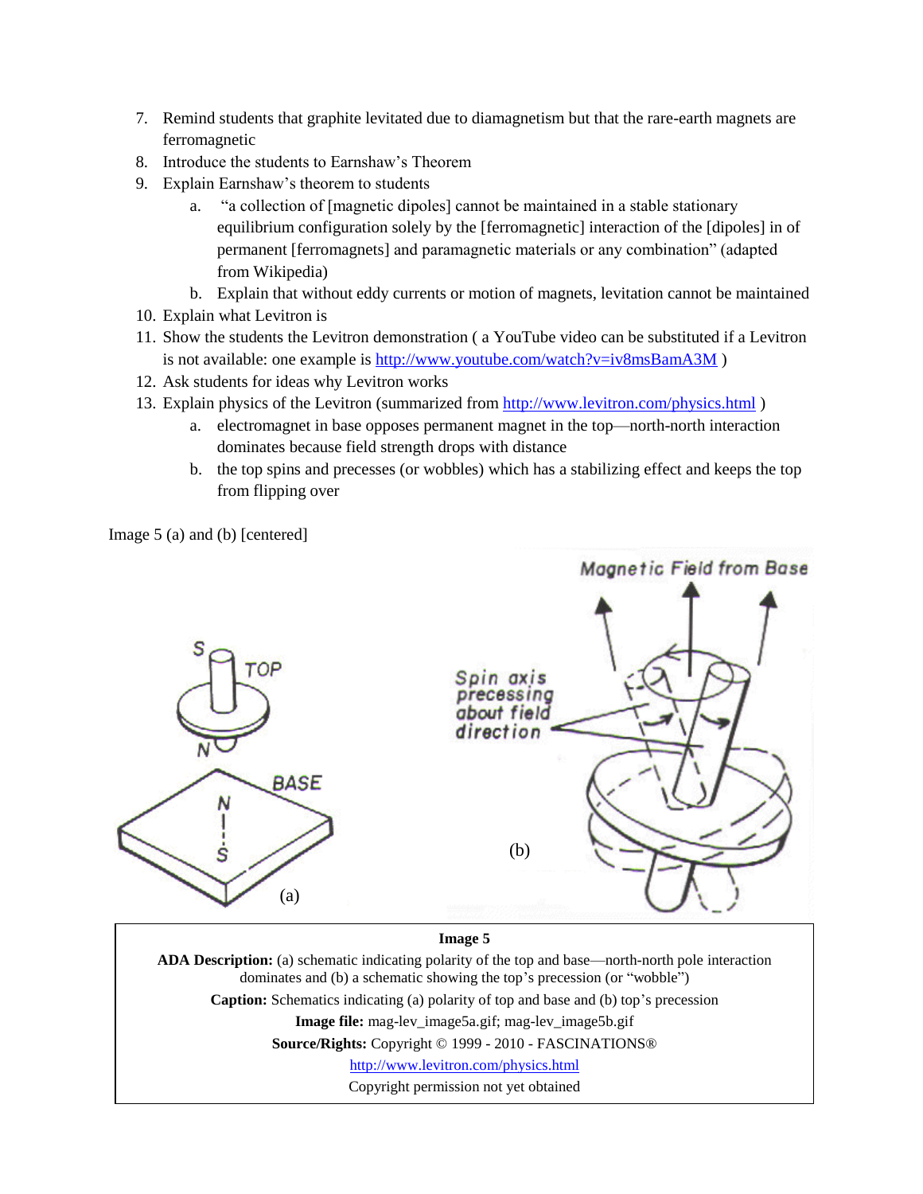7. Remind students that graphite levitated due to diamagnetism but that the rare-earth magnets are ferromagnetic
8. Introduce the students to Earnshaw's Theorem
9. Explain Earnshaw's theorem to students
   a. "a collection of [magnetic dipoles] cannot be maintained in a stable stationary equilibrium configuration solely by the [ferromagnetic] interaction of the [dipoles] in of permanent [ferromagnets] and paramagnetic materials or any combination" (adapted from Wikipedia)
   b. Explain that without eddy currents or motion of magnets, levitation cannot be maintained
10. Explain what Levitron is
11. Show the students the Levitron demonstration ( a YouTube video can be substituted if a Levitron is not available: one example is http://www.youtube.com/watch?v=iv8msBamA3M )
12. Ask students for ideas why Levitron works
13. Explain physics of the Levitron (summarized from http://www.levitron.com/physics.html )
    a. electromagnet in base opposes permanent magnet in the top—north-north interaction dominates because field strength drops with distance
    b. the top spins and precesses (or wobbles) which has a stabilizing effect and keeps the top from flipping over

Image 5 (a) and (b) [centered]

**Image 5**

**ADA Description:** (a) schematic indicating polarity of the top and base—north-north pole interaction dominates and (b) a schematic showing the top's precession (or "wobble")

**Caption:** Schematics indicating (a) polarity of top and base and (b) top's precession

**Image file:** mag-lev_image5a.gif; mag-lev_image5b.gif

**Source/Rights:** Copyright © 1999 - 2010 - FASCINATIONS®

http://www.levitron.com/physics.html

Copyright permission not yet obtained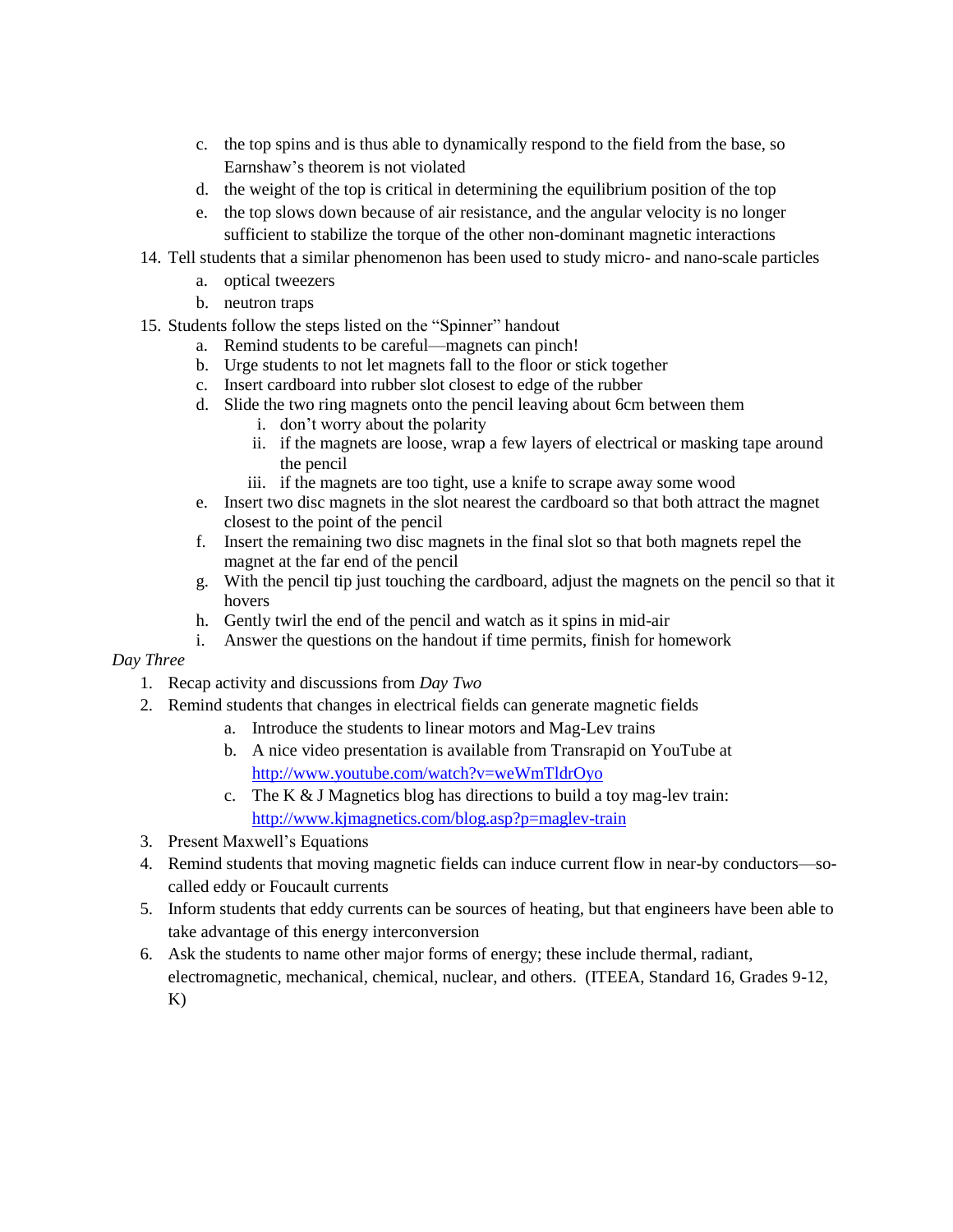c. the top spins and is thus able to dynamically respond to the field from the base, so Earnshaw's theorem is not violated
   d. the weight of the top is critical in determining the equilibrium position of the top
   e. the top slows down because of air resistance, and the angular velocity is no longer sufficient to stabilize the torque of the other non-dominant magnetic interactions

14. Tell students that a similar phenomenon has been used to study micro- and nano-scale particles
    a. optical tweezers
    b. neutron traps
15. Students follow the steps listed on the "Spinner" handout
    a. Remind students to be careful—magnets can pinch!
    b. Urge students to not let magnets fall to the floor or stick together
    c. Insert cardboard into rubber slot closest to edge of the rubber
    d. Slide the two ring magnets onto the pencil leaving about 6cm between them
       i. don't worry about the polarity
       ii. if the magnets are loose, wrap a few layers of electrical or masking tape around the pencil
       iii. if the magnets are too tight, use a knife to scrape away some wood
    e. Insert two disc magnets in the slot nearest the cardboard so that both attract the magnet closest to the point of the pencil
    f. Insert the remaining two disc magnets in the final slot so that both magnets repel the magnet at the far end of the pencil
    g. With the pencil tip just touching the cardboard, adjust the magnets on the pencil so that it hovers
    h. Gently twirl the end of the pencil and watch as it spins in mid-air
    i. Answer the questions on the handout if time permits, finish for homework

*Day Three*

1. Recap activity and discussions from *Day Two*
2. Remind students that changes in electrical fields can generate magnetic fields
   a. Introduce the students to linear motors and Mag-Lev trains
   b. A nice video presentation is available from Transrapid on YouTube at http://www.youtube.com/watch?v=weWmTldrOyo
   c. The K & J Magnetics blog has directions to build a toy mag-lev train: http://www.kjmagnetics.com/blog.asp?p=maglev-train
3. Present Maxwell's Equations
4. Remind students that moving magnetic fields can induce current flow in near-by conductors—so-called eddy or Foucault currents
5. Inform students that eddy currents can be sources of heating, but that engineers have been able to take advantage of this energy interconversion
6. Ask the students to name other major forms of energy; these include thermal, radiant, electromagnetic, mechanical, chemical, nuclear, and others. (ITEEA, Standard 16, Grades 9-12, K)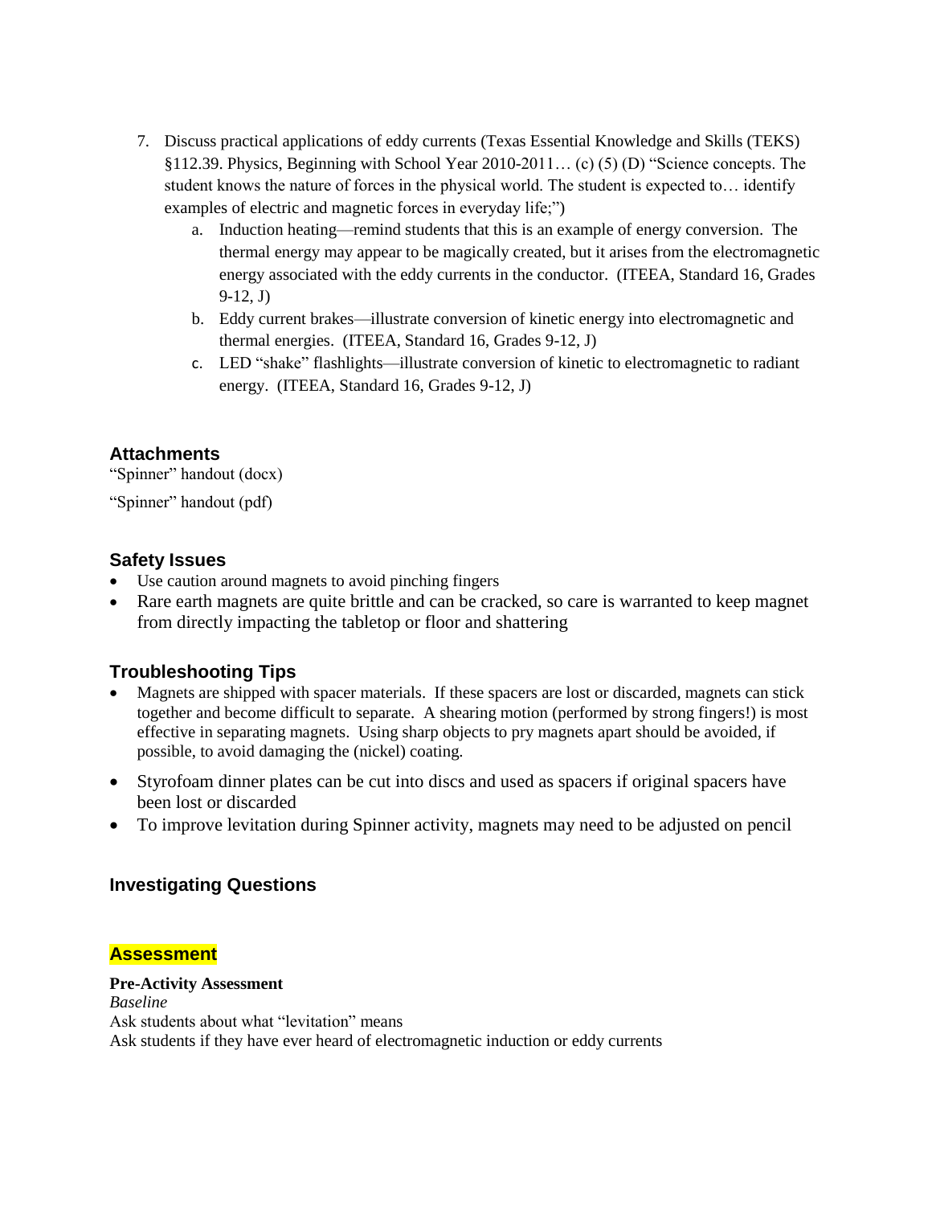7. Discuss practical applications of eddy currents (Texas Essential Knowledge and Skills (TEKS) §112.39. Physics, Beginning with School Year 2010-2011… (c) (5) (D) "Science concepts. The student knows the nature of forces in the physical world. The student is expected to… identify examples of electric and magnetic forces in everyday life;")
    a. Induction heating—remind students that this is an example of energy conversion. The thermal energy may appear to be magically created, but it arises from the electromagnetic energy associated with the eddy currents in the conductor. (ITEEA, Standard 16, Grades 9-12, J)
    b. Eddy current brakes—illustrate conversion of kinetic energy into electromagnetic and thermal energies. (ITEEA, Standard 16, Grades 9-12, J)
    c. LED "shake" flashlights—illustrate conversion of kinetic to electromagnetic to radiant energy. (ITEEA, Standard 16, Grades 9-12, J)

### Attachments

"Spinner" handout (docx)

"Spinner" handout (pdf)

### Safety Issues

- Use caution around magnets to avoid pinching fingers
- Rare earth magnets are quite brittle and can be cracked, so care is warranted to keep magnet from directly impacting the tabletop or floor and shattering

### Troubleshooting Tips

- Magnets are shipped with spacer materials. If these spacers are lost or discarded, magnets can stick together and become difficult to separate. A shearing motion (performed by strong fingers!) is most effective in separating magnets. Using sharp objects to pry magnets apart should be avoided, if possible, to avoid damaging the (nickel) coating.
- Styrofoam dinner plates can be cut into discs and used as spacers if original spacers have been lost or discarded
- To improve levitation during Spinner activity, magnets may need to be adjusted on pencil

### Investigating Questions

### Assessment

**Pre-Activity Assessment**

*Baseline*

Ask students about what "levitation" means

Ask students if they have ever heard of electromagnetic induction or eddy currents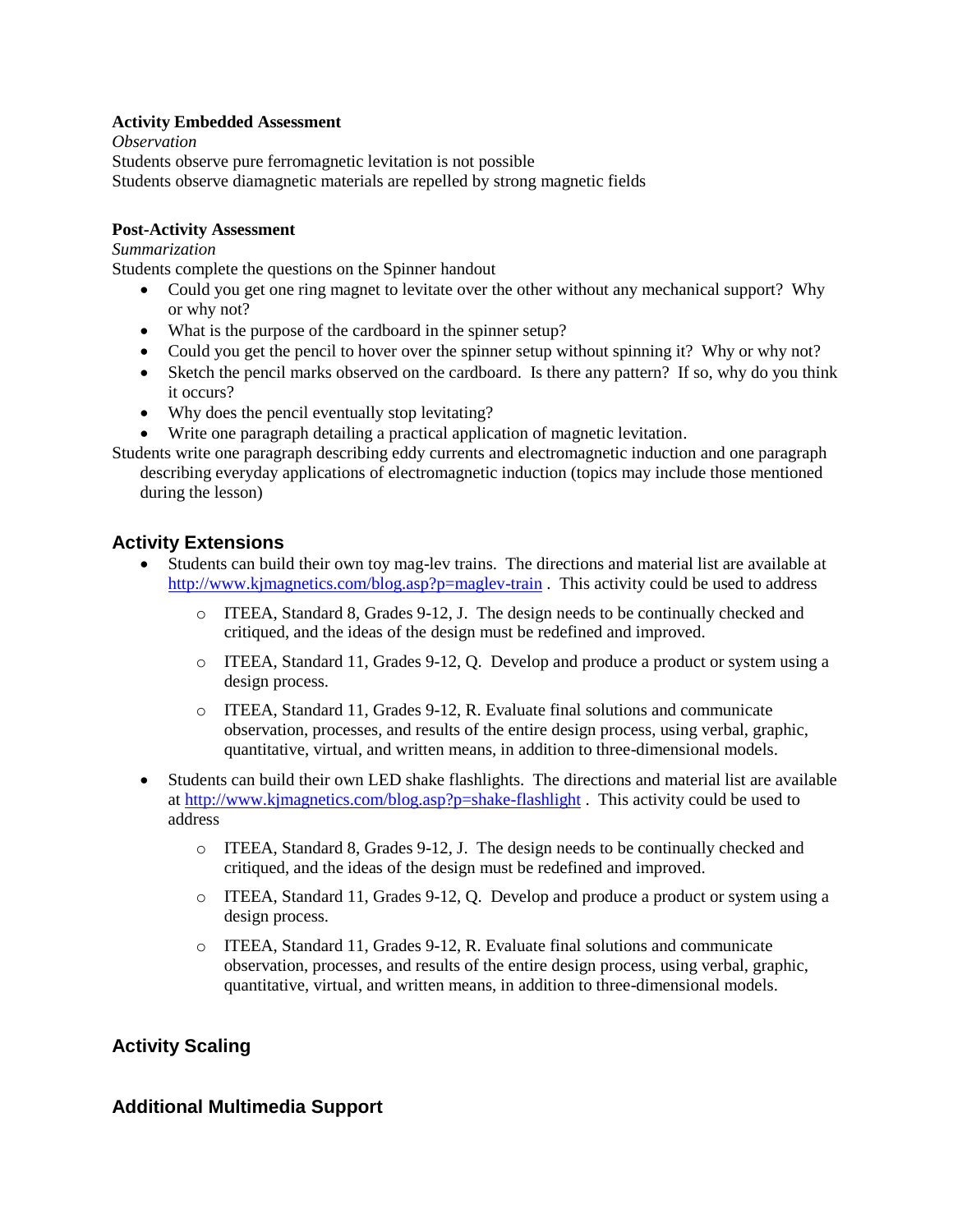**Activity Embedded Assessment**

*Observation*

Students observe pure ferromagnetic levitation is not possible

Students observe diamagnetic materials are repelled by strong magnetic fields

**Post-Activity Assessment**

*Summarization*

Students complete the questions on the Spinner handout

- Could you get one ring magnet to levitate over the other without any mechanical support? Why or why not?
- What is the purpose of the cardboard in the spinner setup?
- Could you get the pencil to hover over the spinner setup without spinning it? Why or why not?
- Sketch the pencil marks observed on the cardboard. Is there any pattern? If so, why do you think it occurs?
- Why does the pencil eventually stop levitating?
- Write one paragraph detailing a practical application of magnetic levitation.

Students write one paragraph describing eddy currents and electromagnetic induction and one paragraph describing everyday applications of electromagnetic induction (topics may include those mentioned during the lesson)

## Activity Extensions

- Students can build their own toy mag-lev trains. The directions and material list are available at [http://www.kjmagnetics.com/blog.asp?p=maglev-train](http://www.kjmagnetics.com/blog.asp?p=maglev-train) . This activity could be used to address
  - ITEEA, Standard 8, Grades 9-12, J. The design needs to be continually checked and critiqued, and the ideas of the design must be redefined and improved.
  - ITEEA, Standard 11, Grades 9-12, Q. Develop and produce a product or system using a design process.
  - ITEEA, Standard 11, Grades 9-12, R. Evaluate final solutions and communicate observation, processes, and results of the entire design process, using verbal, graphic, quantitative, virtual, and written means, in addition to three-dimensional models.
- Students can build their own LED shake flashlights. The directions and material list are available at [http://www.kjmagnetics.com/blog.asp?p=shake-flashlight](http://www.kjmagnetics.com/blog.asp?p=shake-flashlight) . This activity could be used to address
  - ITEEA, Standard 8, Grades 9-12, J. The design needs to be continually checked and critiqued, and the ideas of the design must be redefined and improved.
  - ITEEA, Standard 11, Grades 9-12, Q. Develop and produce a product or system using a design process.
  - ITEEA, Standard 11, Grades 9-12, R. Evaluate final solutions and communicate observation, processes, and results of the entire design process, using verbal, graphic, quantitative, virtual, and written means, in addition to three-dimensional models.

## Activity Scaling

## Additional Multimedia Support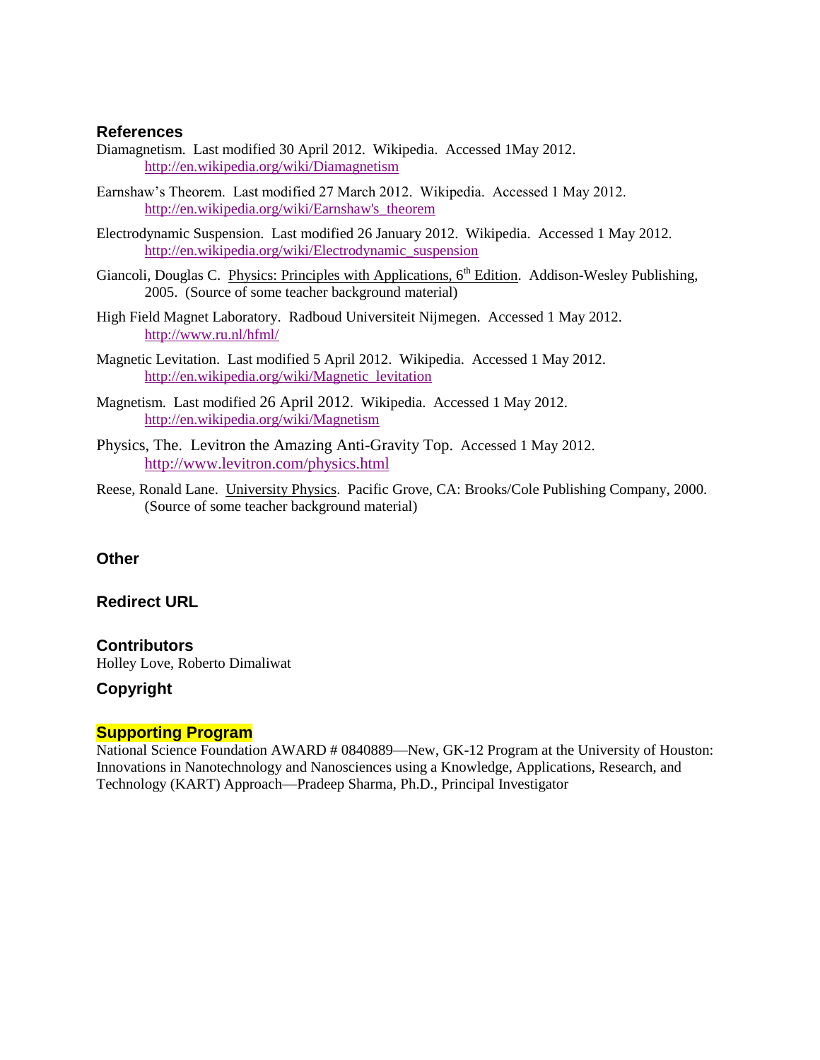## References

Diamagnetism. Last modified 30 April 2012. Wikipedia. Accessed 1May 2012.
http://en.wikipedia.org/wiki/Diamagnetism

Earnshaw's Theorem. Last modified 27 March 2012. Wikipedia. Accessed 1 May 2012.
http://en.wikipedia.org/wiki/Earnshaw's_theorem

Electrodynamic Suspension. Last modified 26 January 2012. Wikipedia. Accessed 1 May 2012.
http://en.wikipedia.org/wiki/Electrodynamic_suspension

Giancoli, Douglas C. Physics: Principles with Applications, 6th Edition. Addison-Wesley Publishing, 2005. (Source of some teacher background material)

High Field Magnet Laboratory. Radboud Universiteit Nijmegen. Accessed 1 May 2012.
http://www.ru.nl/hfml/

Magnetic Levitation. Last modified 5 April 2012. Wikipedia. Accessed 1 May 2012.
http://en.wikipedia.org/wiki/Magnetic_levitation

Magnetism. Last modified 26 April 2012. Wikipedia. Accessed 1 May 2012.
http://en.wikipedia.org/wiki/Magnetism

Physics, The. Levitron the Amazing Anti-Gravity Top. Accessed 1 May 2012.
http://www.levitron.com/physics.html

Reese, Ronald Lane. University Physics. Pacific Grove, CA: Brooks/Cole Publishing Company, 2000. (Source of some teacher background material)

## Other

## Redirect URL

## Contributors

Holley Love, Roberto Dimaliwat

## Copyright

## Supporting Program

National Science Foundation AWARD # 0840889—New, GK-12 Program at the University of Houston: Innovations in Nanotechnology and Nanosciences using a Knowledge, Applications, Research, and Technology (KART) Approach—Pradeep Sharma, Ph.D., Principal Investigator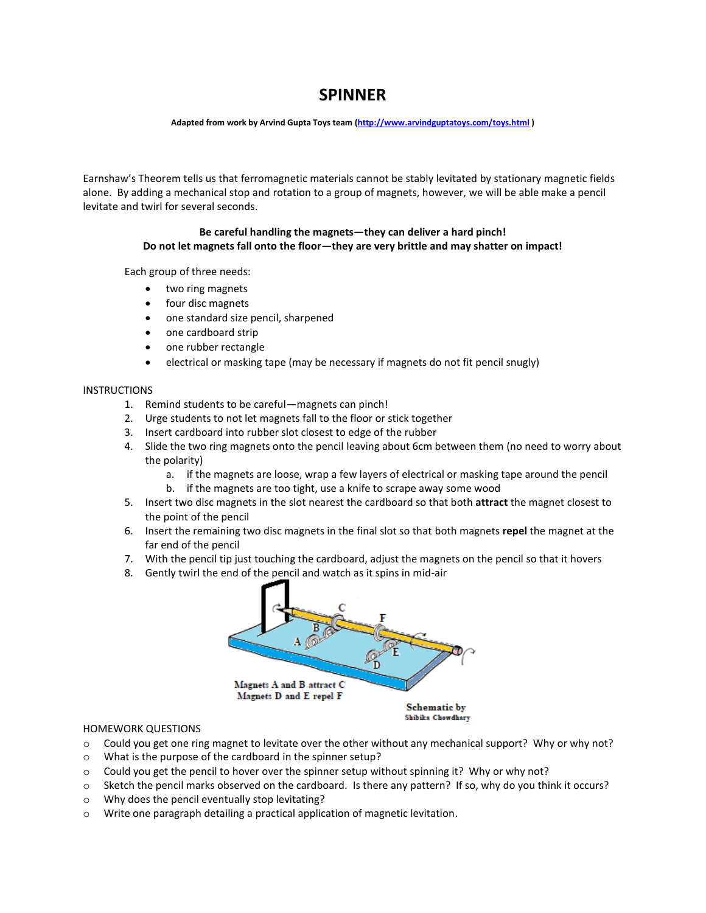# SPINNER

**Adapted from work by Arvind Gupta Toys team (http://www.arvindguptatoys.com/toys.html )**

Earnshaw's Theorem tells us that ferromagnetic materials cannot be stably levitated by stationary magnetic fields alone. By adding a mechanical stop and rotation to a group of magnets, however, we will be able make a pencil levitate and twirl for several seconds.

**Be careful handling the magnets—they can deliver a hard pinch!**
**Do not let magnets fall onto the floor—they are very brittle and may shatter on impact!**

Each group of three needs:

- two ring magnets
- four disc magnets
- one standard size pencil, sharpened
- one cardboard strip
- one rubber rectangle
- electrical or masking tape (may be necessary if magnets do not fit pencil snugly)

INSTRUCTIONS

1. Remind students to be careful—magnets can pinch!
2. Urge students to not let magnets fall to the floor or stick together
3. Insert cardboard into rubber slot closest to edge of the rubber
4. Slide the two ring magnets onto the pencil leaving about 6cm between them (no need to worry about the polarity)
   a. if the magnets are loose, wrap a few layers of electrical or masking tape around the pencil
   b. if the magnets are too tight, use a knife to scrape away some wood
5. Insert two disc magnets in the slot nearest the cardboard so that both **attract** the magnet closest to the point of the pencil
6. Insert the remaining two disc magnets in the final slot so that both magnets **repel** the magnet at the far end of the pencil
7. With the pencil tip just touching the cardboard, adjust the magnets on the pencil so that it hovers
8. Gently twirl the end of the pencil and watch as it spins in mid-air

A
B
C
D
E
F

Magnets A and B attract C
Magnets D and E repel F

Schematic by
Shibika Chowdhary

HOMEWORK QUESTIONS

- Could you get one ring magnet to levitate over the other without any mechanical support? Why or why not?
- What is the purpose of the cardboard in the spinner setup?
- Could you get the pencil to hover over the spinner setup without spinning it? Why or why not?
- Sketch the pencil marks observed on the cardboard. Is there any pattern? If so, why do you think it occurs?
- Why does the pencil eventually stop levitating?
- Write one paragraph detailing a practical application of magnetic levitation.